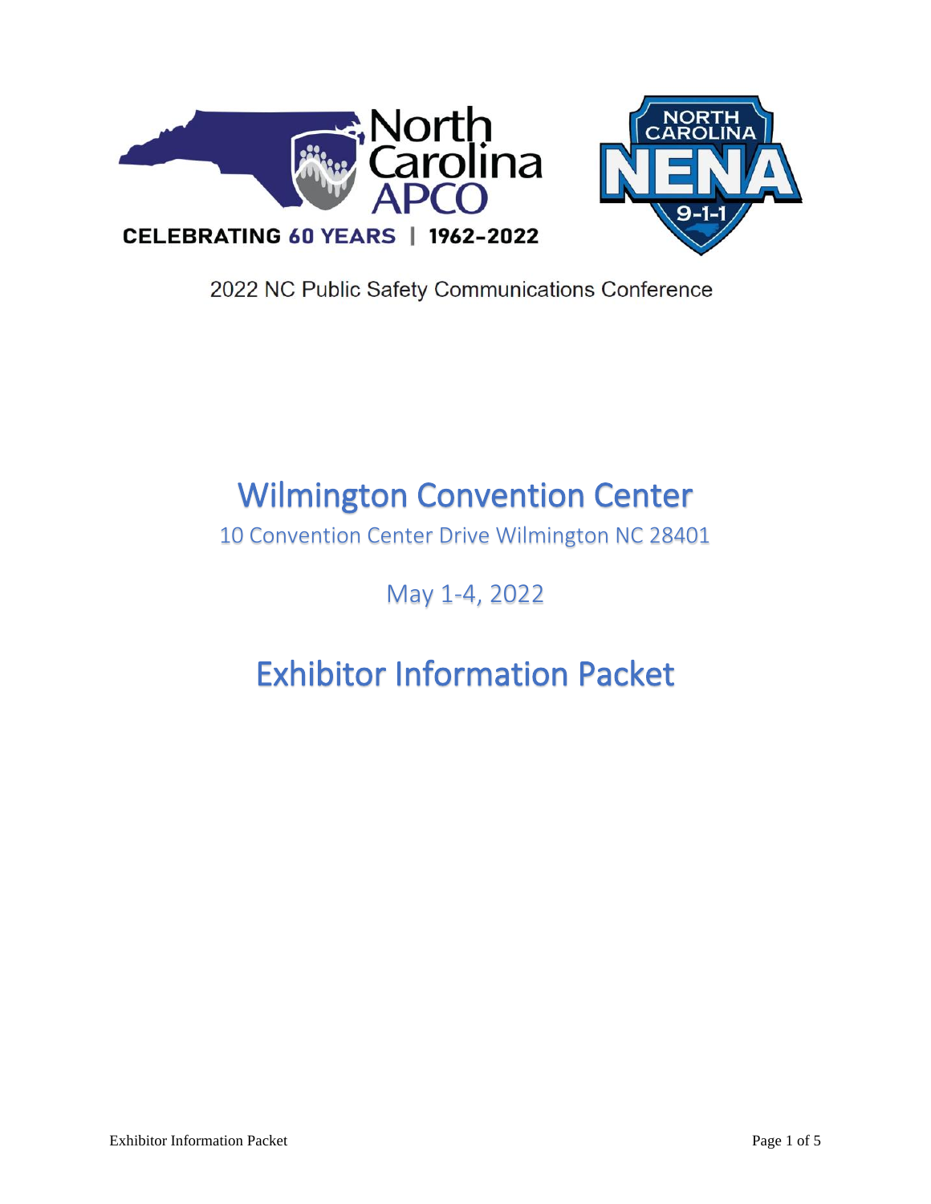North Carolina APCO

CELEBRATING 60 YEARS | 1962-2022

NORTH CAROLINA NENA 9-1-1

2022 NC Public Safety Communications Conference

# Wilmington Convention Center

10 Convention Center Drive Wilmington NC 28401

May 1-4, 2022

# Exhibitor Information Packet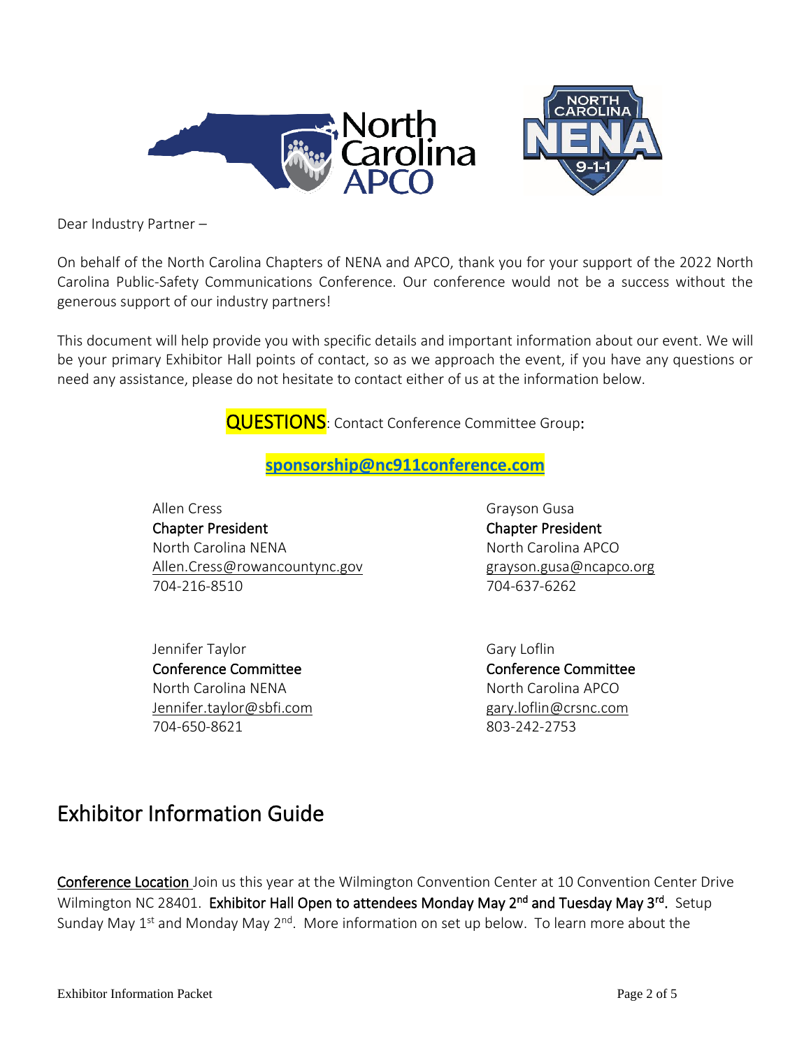Dear Industry Partner –

On behalf of the North Carolina Chapters of NENA and APCO, thank you for your support of the 2022 North Carolina Public-Safety Communications Conference. Our conference would not be a success without the generous support of our industry partners!

This document will help provide you with specific details and important information about our event. We will be your primary Exhibitor Hall points of contact, so as we approach the event, if you have any questions or need any assistance, please do not hesitate to contact either of us at the information below.

**QUESTIONS**: Contact Conference Committee Group:

**sponsorship@nc911conference.com**

Allen Cress
**Chapter President**
North Carolina NENA
Allen.Cress@rowancountync.gov
704-216-8510

Grayson Gusa
**Chapter President**
North Carolina APCO
grayson.gusa@ncapco.org
704-637-6262

Jennifer Taylor
**Conference Committee**
North Carolina NENA
Jennifer.taylor@sbfi.com
704-650-8621

Gary Loflin
**Conference Committee**
North Carolina APCO
gary.loflin@crsnc.com
803-242-2753

# Exhibitor Information Guide

**Conference Location** Join us this year at the Wilmington Convention Center at 10 Convention Center Drive Wilmington NC 28401. **Exhibitor Hall Open to attendees Monday May 2nd and Tuesday May 3rd.** Setup Sunday May 1st and Monday May 2nd. More information on set up below. To learn more about the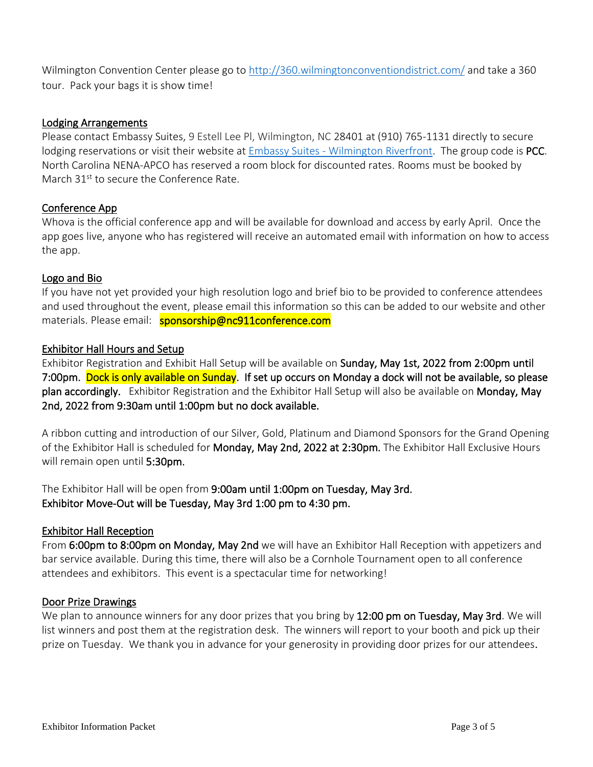Wilmington Convention Center please go to http://360.wilmingtonconventiondistrict.com/ and take a 360 tour. Pack your bags it is show time!

## Lodging Arrangements

Please contact Embassy Suites, 9 Estell Lee Pl, Wilmington, NC 28401 at (910) 765-1131 directly to secure lodging reservations or visit their website at Embassy Suites - Wilmington Riverfront. The group code is **PCC**. North Carolina NENA-APCO has reserved a room block for discounted rates. Rooms must be booked by March 31st to secure the Conference Rate.

## Conference App

Whova is the official conference app and will be available for download and access by early April. Once the app goes live, anyone who has registered will receive an automated email with information on how to access the app.

## Logo and Bio

If you have not yet provided your high resolution logo and brief bio to be provided to conference attendees and used throughout the event, please email this information so this can be added to our website and other materials. Please email: **sponsorship@nc911conference.com**

## Exhibitor Hall Hours and Setup

Exhibitor Registration and Exhibit Hall Setup will be available on **Sunday, May 1st, 2022 from 2:00pm until 7:00pm. Dock is only available on Sunday. If set up occurs on Monday a dock will not be available, so please plan accordingly.** Exhibitor Registration and the Exhibitor Hall Setup will also be available on **Monday, May 2nd, 2022 from 9:30am until 1:00pm but no dock available.**

A ribbon cutting and introduction of our Silver, Gold, Platinum and Diamond Sponsors for the Grand Opening of the Exhibitor Hall is scheduled for **Monday, May 2nd, 2022 at 2:30pm.** The Exhibitor Hall Exclusive Hours will remain open until **5:30pm.**

The Exhibitor Hall will be open from **9:00am until 1:00pm on Tuesday, May 3rd.**
**Exhibitor Move-Out will be Tuesday, May 3rd 1:00 pm to 4:30 pm.**

## Exhibitor Hall Reception

From **6:00pm to 8:00pm on Monday, May 2nd** we will have an Exhibitor Hall Reception with appetizers and bar service available. During this time, there will also be a Cornhole Tournament open to all conference attendees and exhibitors. This event is a spectacular time for networking!

## Door Prize Drawings

We plan to announce winners for any door prizes that you bring by **12:00 pm on Tuesday, May 3rd**. We will list winners and post them at the registration desk. The winners will report to your booth and pick up their prize on Tuesday. We thank you in advance for your generosity in providing door prizes for our attendees.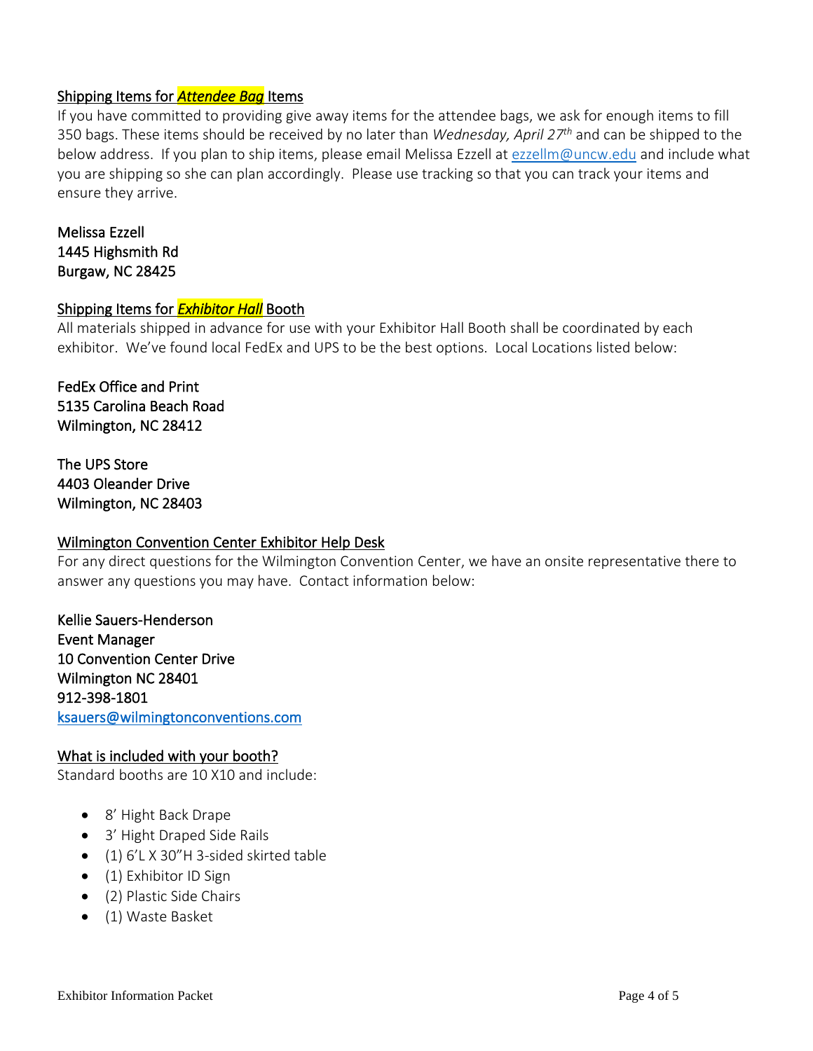## Shipping Items for *Attendee Bag* Items

If you have committed to providing give away items for the attendee bags, we ask for enough items to fill 350 bags. These items should be received by no later than *Wednesday, April 27th* and can be shipped to the below address. If you plan to ship items, please email Melissa Ezzell at ezzellm@uncw.edu and include what you are shipping so she can plan accordingly. Please use tracking so that you can track your items and ensure they arrive.

Melissa Ezzell
1445 Highsmith Rd
Burgaw, NC 28425

## Shipping Items for *Exhibitor Hall* Booth

All materials shipped in advance for use with your Exhibitor Hall Booth shall be coordinated by each exhibitor. We've found local FedEx and UPS to be the best options. Local Locations listed below:

FedEx Office and Print
5135 Carolina Beach Road
Wilmington, NC 28412

The UPS Store
4403 Oleander Drive
Wilmington, NC 28403

## Wilmington Convention Center Exhibitor Help Desk

For any direct questions for the Wilmington Convention Center, we have an onsite representative there to answer any questions you may have. Contact information below:

Kellie Sauers-Henderson
Event Manager
10 Convention Center Drive
Wilmington NC 28401
912-398-1801
ksauers@wilmingtonconventions.com

## What is included with your booth?

Standard booths are 10 X10 and include:

- 8' Hight Back Drape
- 3' Hight Draped Side Rails
- (1) 6'L X 30"H 3-sided skirted table
- (1) Exhibitor ID Sign
- (2) Plastic Side Chairs
- (1) Waste Basket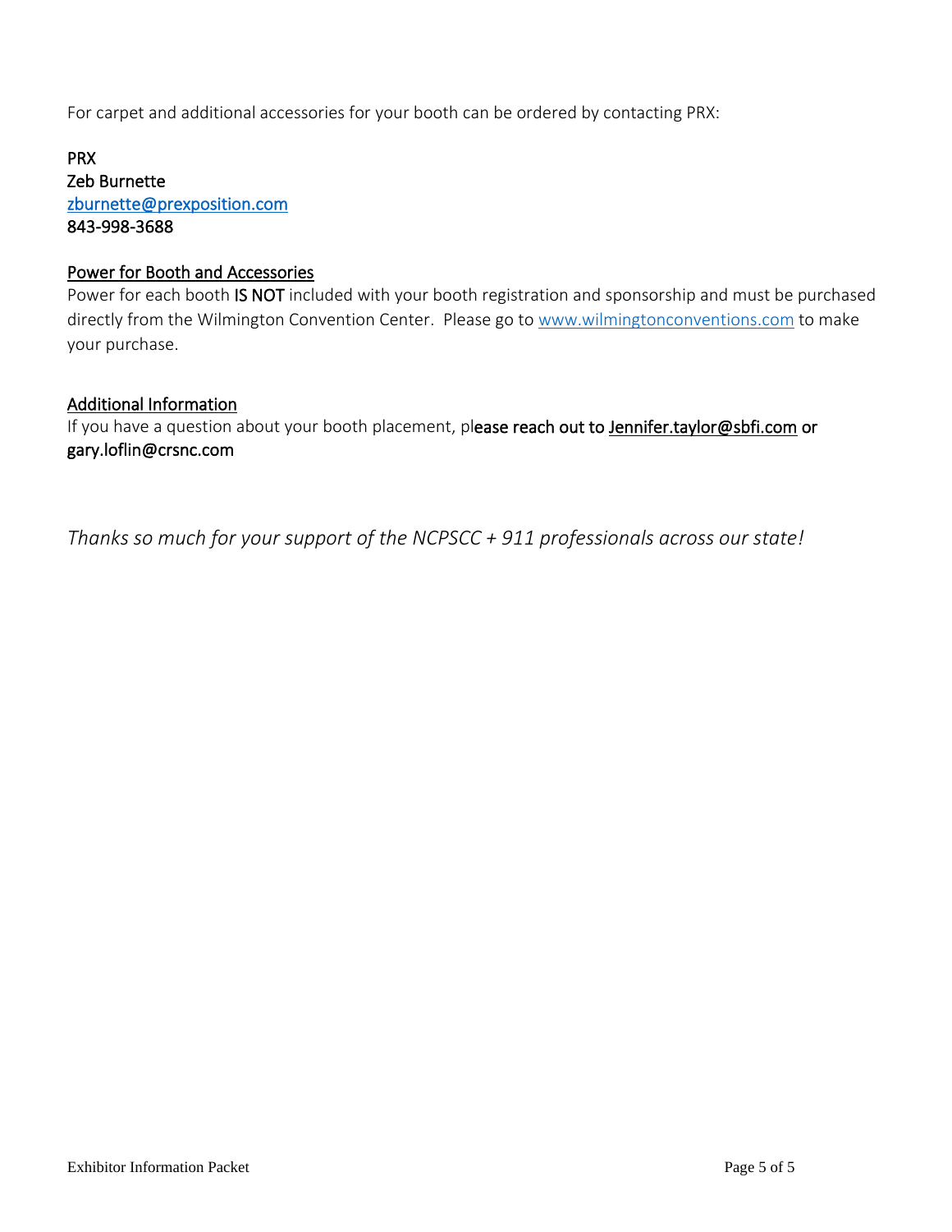For carpet and additional accessories for your booth can be ordered by contacting PRX:

PRX
Zeb Burnette
zburnette@prexposition.com
843-998-3688

## Power for Booth and Accessories

Power for each booth **IS NOT** included with your booth registration and sponsorship and must be purchased directly from the Wilmington Convention Center. Please go to www.wilmingtonconventions.com to make your purchase.

## Additional Information

If you have a question about your booth placement, please reach out to Jennifer.taylor@sbfi.com or gary.loflin@crsnc.com

*Thanks so much for your support of the NCPSCC + 911 professionals across our state!*